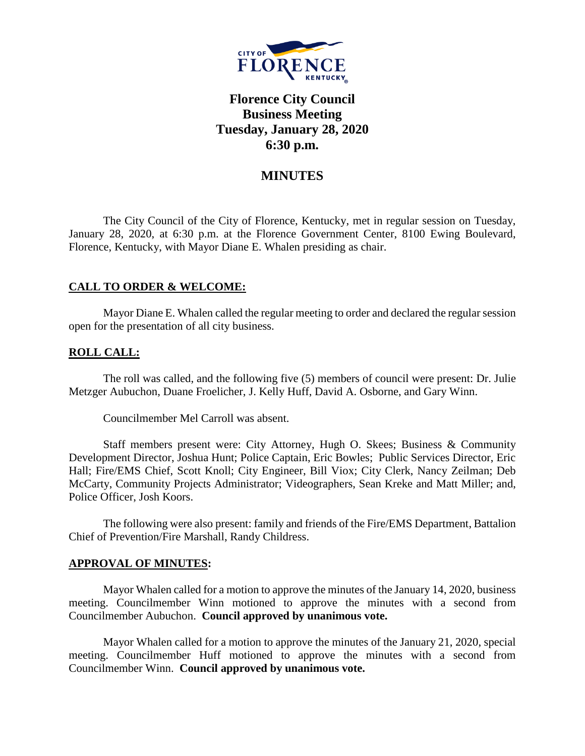# Florence City Council Business Meeting Tuesday, January 28, 2020 6:30 p.m.

## MINUTES

The City Council of the City of Florence, Kentucky, met in regular session on Tuesday, January 28, 2020, at 6:30 p.m. at the Florence Government Center, 8100 Ewing Boulevard, Florence, Kentucky, with Mayor Diane E. Whalen presiding as chair.

### CALL TO ORDER & WELCOME:

Mayor Diane E. Whalen called the regular meeting to order and declared the regular session open for the presentation of all city business.

### ROLL CALL:

The roll was called, and the following five (5) members of council were present: Dr. Julie Metzger Aubuchon, Duane Froelicher, J. Kelly Huff, David A. Osborne, and Gary Winn.

Councilmember Mel Carroll was absent.

Staff members present were: City Attorney, Hugh O. Skees; Business & Community Development Director, Joshua Hunt; Police Captain, Eric Bowles; Public Services Director, Eric Hall; Fire/EMS Chief, Scott Knoll; City Engineer, Bill Viox; City Clerk, Nancy Zeilman; Deb McCarty, Community Projects Administrator; Videographers, Sean Kreke and Matt Miller; and, Police Officer, Josh Koors.

The following were also present: family and friends of the Fire/EMS Department, Battalion Chief of Prevention/Fire Marshall, Randy Childress.

### APPROVAL OF MINUTES:

Mayor Whalen called for a motion to approve the minutes of the January 14, 2020, business meeting. Councilmember Winn motioned to approve the minutes with a second from Councilmember Aubuchon. **Council approved by unanimous vote.**

Mayor Whalen called for a motion to approve the minutes of the January 21, 2020, special meeting. Councilmember Huff motioned to approve the minutes with a second from Councilmember Winn. **Council approved by unanimous vote.**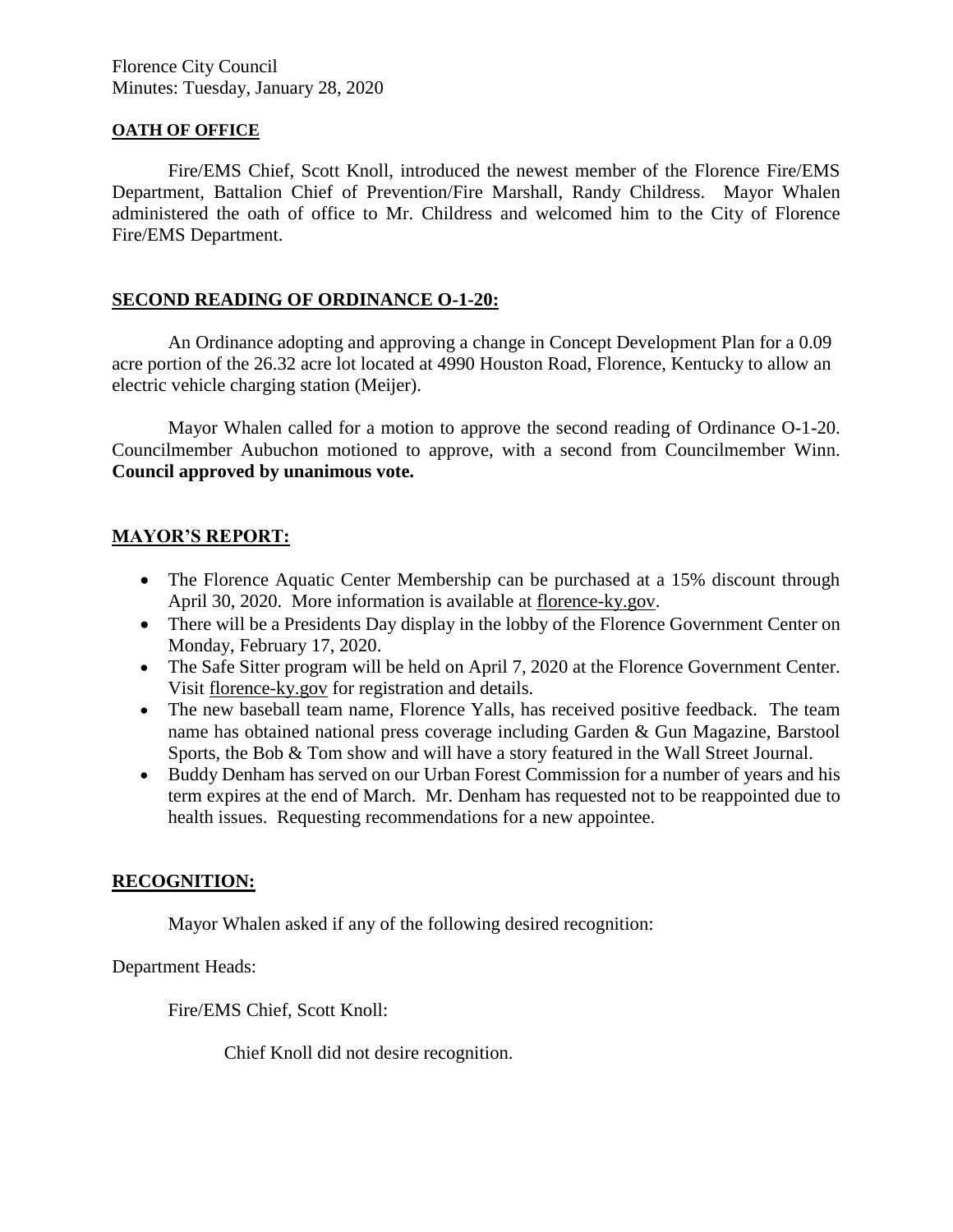Florence City Council
Minutes: Tuesday, January 28, 2020

## OATH OF OFFICE

Fire/EMS Chief, Scott Knoll, introduced the newest member of the Florence Fire/EMS Department, Battalion Chief of Prevention/Fire Marshall, Randy Childress. Mayor Whalen administered the oath of office to Mr. Childress and welcomed him to the City of Florence Fire/EMS Department.

## SECOND READING OF ORDINANCE O-1-20:

An Ordinance adopting and approving a change in Concept Development Plan for a 0.09 acre portion of the 26.32 acre lot located at 4990 Houston Road, Florence, Kentucky to allow an electric vehicle charging station (Meijer).

Mayor Whalen called for a motion to approve the second reading of Ordinance O-1-20. Councilmember Aubuchon motioned to approve, with a second from Councilmember Winn. **Council approved by unanimous vote.**

## MAYOR'S REPORT:

- The Florence Aquatic Center Membership can be purchased at a 15% discount through April 30, 2020. More information is available at florence-ky.gov.
- There will be a Presidents Day display in the lobby of the Florence Government Center on Monday, February 17, 2020.
- The Safe Sitter program will be held on April 7, 2020 at the Florence Government Center. Visit florence-ky.gov for registration and details.
- The new baseball team name, Florence Yalls, has received positive feedback. The team name has obtained national press coverage including Garden & Gun Magazine, Barstool Sports, the Bob & Tom show and will have a story featured in the Wall Street Journal.
- Buddy Denham has served on our Urban Forest Commission for a number of years and his term expires at the end of March. Mr. Denham has requested not to be reappointed due to health issues. Requesting recommendations for a new appointee.

## RECOGNITION:

Mayor Whalen asked if any of the following desired recognition:

Department Heads:

Fire/EMS Chief, Scott Knoll:

Chief Knoll did not desire recognition.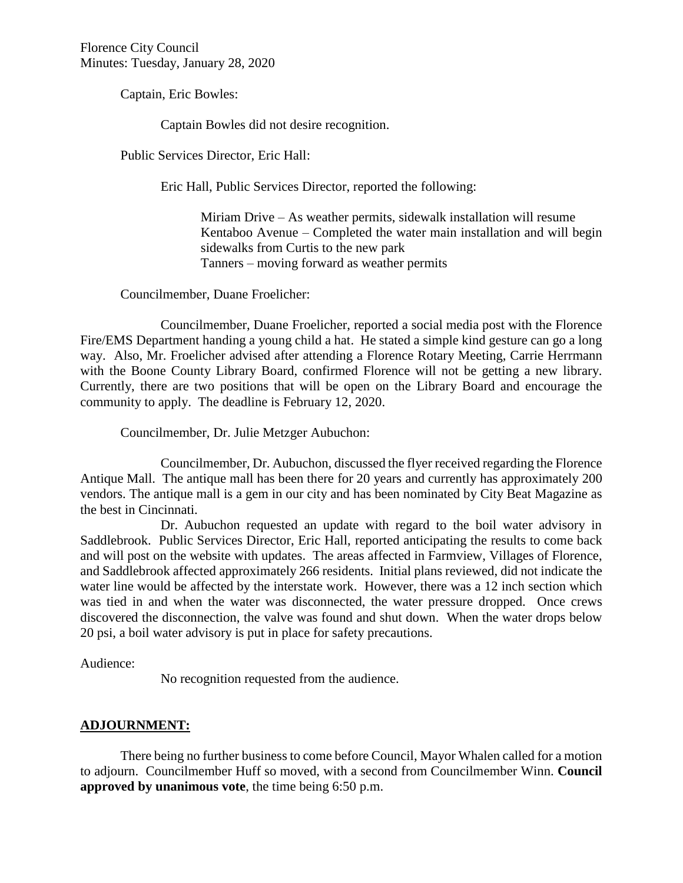Captain, Eric Bowles:

Captain Bowles did not desire recognition.

Public Services Director, Eric Hall:

Eric Hall, Public Services Director, reported the following:

Miriam Drive – As weather permits, sidewalk installation will resume
Kentaboo Avenue – Completed the water main installation and will begin sidewalks from Curtis to the new park
Tanners – moving forward as weather permits

Councilmember, Duane Froelicher:

Councilmember, Duane Froelicher, reported a social media post with the Florence Fire/EMS Department handing a young child a hat. He stated a simple kind gesture can go a long way. Also, Mr. Froelicher advised after attending a Florence Rotary Meeting, Carrie Herrmann with the Boone County Library Board, confirmed Florence will not be getting a new library. Currently, there are two positions that will be open on the Library Board and encourage the community to apply. The deadline is February 12, 2020.

Councilmember, Dr. Julie Metzger Aubuchon:

Councilmember, Dr. Aubuchon, discussed the flyer received regarding the Florence Antique Mall. The antique mall has been there for 20 years and currently has approximately 200 vendors. The antique mall is a gem in our city and has been nominated by City Beat Magazine as the best in Cincinnati.

Dr. Aubuchon requested an update with regard to the boil water advisory in Saddlebrook. Public Services Director, Eric Hall, reported anticipating the results to come back and will post on the website with updates. The areas affected in Farmview, Villages of Florence, and Saddlebrook affected approximately 266 residents. Initial plans reviewed, did not indicate the water line would be affected by the interstate work. However, there was a 12 inch section which was tied in and when the water was disconnected, the water pressure dropped. Once crews discovered the disconnection, the valve was found and shut down. When the water drops below 20 psi, a boil water advisory is put in place for safety precautions.

Audience:

No recognition requested from the audience.

## ADJOURNMENT:

There being no further business to come before Council, Mayor Whalen called for a motion to adjourn. Councilmember Huff so moved, with a second from Councilmember Winn. **Council approved by unanimous vote**, the time being 6:50 p.m.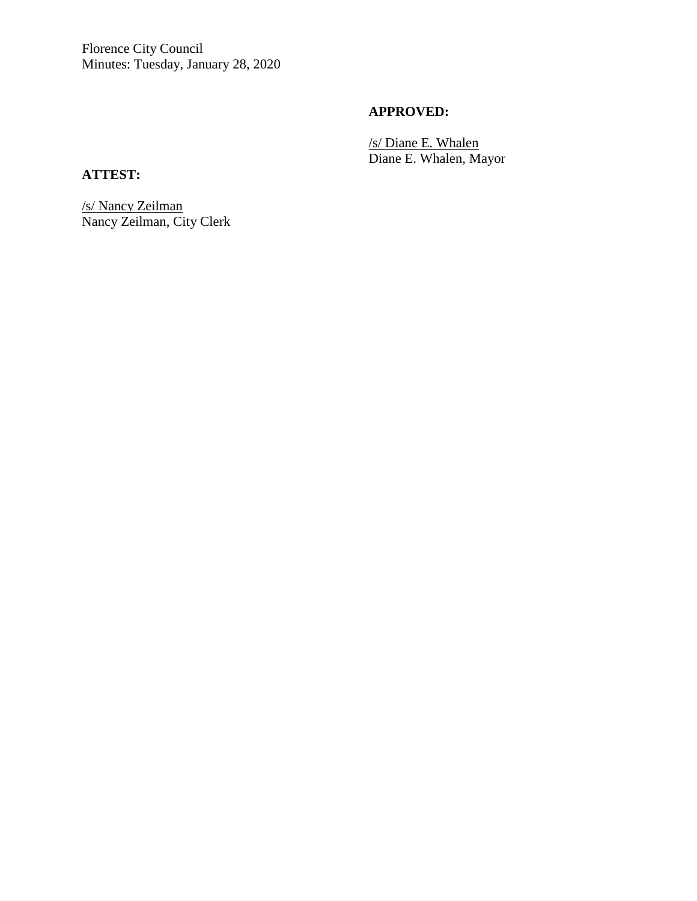**APPROVED:**

/s/ Diane E. Whalen
Diane E. Whalen, Mayor

**ATTEST:**

/s/ Nancy Zeilman
Nancy Zeilman, City Clerk